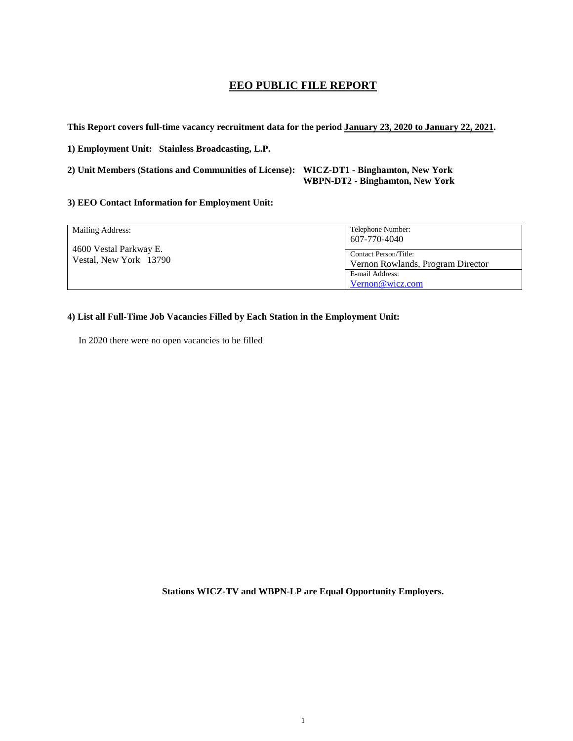# EEO PUBLIC FILE REPORT

**This Report covers full-time vacancy recruitment data for the period January 23, 2020 to January 22, 2021.**

**1) Employment Unit: Stainless Broadcasting, L.P.**

**2) Unit Members (Stations and Communities of License): WICZ-DT1 - Binghamton, New York**
**WBPN-DT2 - Binghamton, New York**

**3) EEO Contact Information for Employment Unit:**

| Mailing Address: | Telephone Number: 607-770-4040 |
|---|---|
| 4600 Vestal Parkway E. Vestal, New York 13790 | Contact Person/Title: Vernon Rowlands, Program Director |
| | E-mail Address: Vernon@wicz.com |

**4) List all Full-Time Job Vacancies Filled by Each Station in the Employment Unit:**

In 2020 there were no open vacancies to be filled

**Stations WICZ-TV and WBPN-LP are Equal Opportunity Employers.**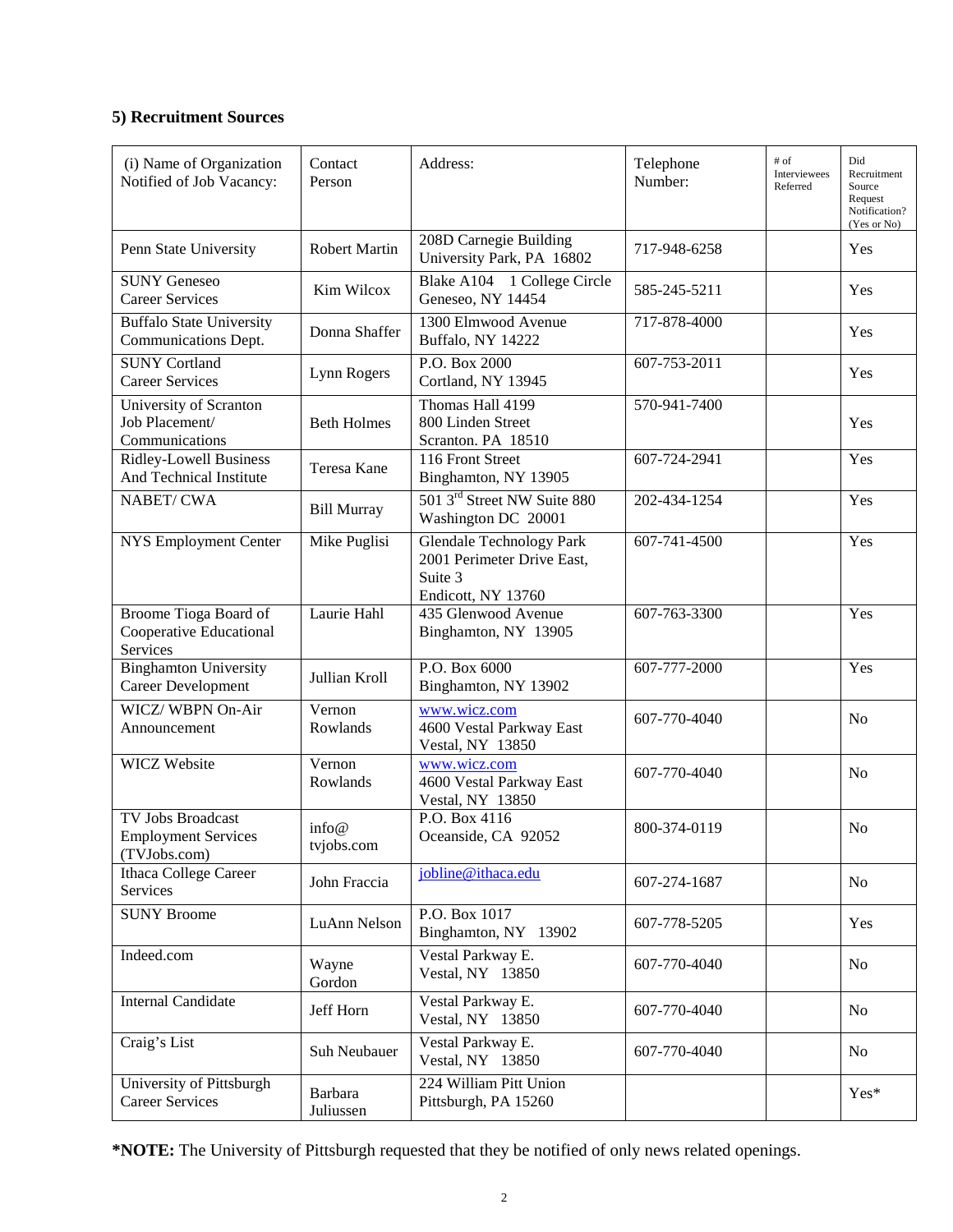## 5) Recruitment Sources

| (i) Name of Organization Notified of Job Vacancy: | Contact Person | Address: | Telephone Number: | # of Interviewees Referred | Did Recruitment Source Request Notification? (Yes or No) |
|---|---|---|---|---|---|
| Penn State University | Robert Martin | 208D Carnegie Building University Park, PA 16802 | 717-948-6258 | | Yes |
| SUNY Geneseo Career Services | Kim Wilcox | Blake A104 1 College Circle Geneseo, NY 14454 | 585-245-5211 | | Yes |
| Buffalo State University Communications Dept. | Donna Shaffer | 1300 Elmwood Avenue Buffalo, NY 14222 | 717-878-4000 | | Yes |
| SUNY Cortland Career Services | Lynn Rogers | P.O. Box 2000 Cortland, NY 13945 | 607-753-2011 | | Yes |
| University of Scranton Job Placement/ Communications | Beth Holmes | Thomas Hall 4199 800 Linden Street Scranton. PA 18510 | 570-941-7400 | | Yes |
| Ridley-Lowell Business And Technical Institute | Teresa Kane | 116 Front Street Binghamton, NY 13905 | 607-724-2941 | | Yes |
| NABET/ CWA | Bill Murray | 501 3rd Street NW Suite 880 Washington DC 20001 | 202-434-1254 | | Yes |
| NYS Employment Center | Mike Puglisi | Glendale Technology Park 2001 Perimeter Drive East, Suite 3 Endicott, NY 13760 | 607-741-4500 | | Yes |
| Broome Tioga Board of Cooperative Educational Services | Laurie Hahl | 435 Glenwood Avenue Binghamton, NY 13905 | 607-763-3300 | | Yes |
| Binghamton University Career Development | Jullian Kroll | P.O. Box 6000 Binghamton, NY 13902 | 607-777-2000 | | Yes |
| WICZ/ WBPN On-Air Announcement | Vernon Rowlands | www.wicz.com 4600 Vestal Parkway East Vestal, NY 13850 | 607-770-4040 | | No |
| WICZ Website | Vernon Rowlands | www.wicz.com 4600 Vestal Parkway East Vestal, NY 13850 | 607-770-4040 | | No |
| TV Jobs Broadcast Employment Services (TVJobs.com) | info@ tvjobs.com | P.O. Box 4116 Oceanside, CA 92052 | 800-374-0119 | | No |
| Ithaca College Career Services | John Fraccia | jobline@ithaca.edu | 607-274-1687 | | No |
| SUNY Broome | LuAnn Nelson | P.O. Box 1017 Binghamton, NY 13902 | 607-778-5205 | | Yes |
| Indeed.com | Wayne Gordon | Vestal Parkway E. Vestal, NY 13850 | 607-770-4040 | | No |
| Internal Candidate | Jeff Horn | Vestal Parkway E. Vestal, NY 13850 | 607-770-4040 | | No |
| Craig's List | Suh Neubauer | Vestal Parkway E. Vestal, NY 13850 | 607-770-4040 | | No |
| University of Pittsburgh Career Services | Barbara Juliussen | 224 William Pitt Union Pittsburgh, PA 15260 | | | Yes* |

**\*NOTE:** The University of Pittsburgh requested that they be notified of only news related openings.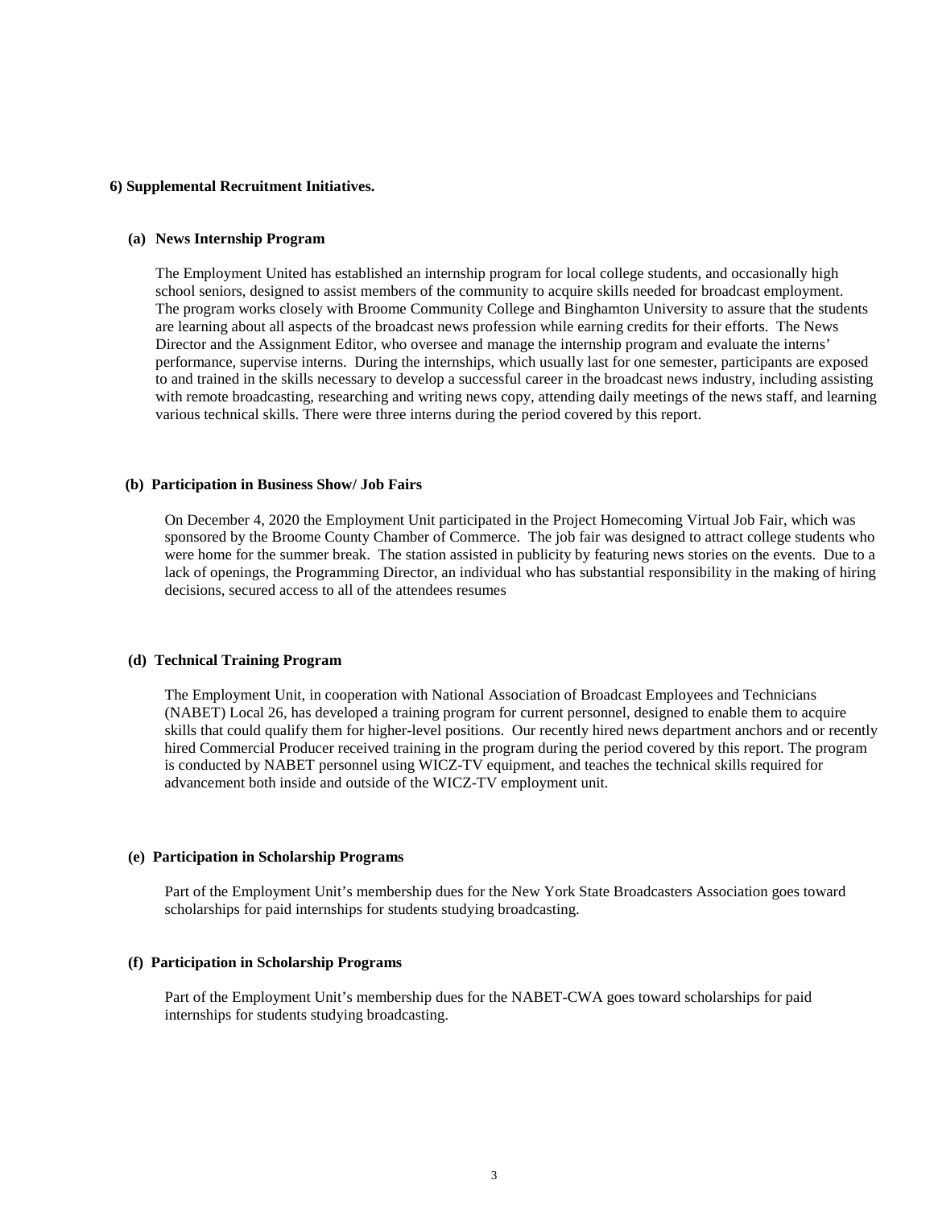**6) Supplemental Recruitment Initiatives.**

**(a) News Internship Program**

The Employment United has established an internship program for local college students, and occasionally high school seniors, designed to assist members of the community to acquire skills needed for broadcast employment. The program works closely with Broome Community College and Binghamton University to assure that the students are learning about all aspects of the broadcast news profession while earning credits for their efforts. The News Director and the Assignment Editor, who oversee and manage the internship program and evaluate the interns' performance, supervise interns. During the internships, which usually last for one semester, participants are exposed to and trained in the skills necessary to develop a successful career in the broadcast news industry, including assisting with remote broadcasting, researching and writing news copy, attending daily meetings of the news staff, and learning various technical skills. There were three interns during the period covered by this report.

**(b) Participation in Business Show/ Job Fairs**

On December 4, 2020 the Employment Unit participated in the Project Homecoming Virtual Job Fair, which was sponsored by the Broome County Chamber of Commerce. The job fair was designed to attract college students who were home for the summer break. The station assisted in publicity by featuring news stories on the events. Due to a lack of openings, the Programming Director, an individual who has substantial responsibility in the making of hiring decisions, secured access to all of the attendees resumes

**(d) Technical Training Program**

The Employment Unit, in cooperation with National Association of Broadcast Employees and Technicians (NABET) Local 26, has developed a training program for current personnel, designed to enable them to acquire skills that could qualify them for higher-level positions. Our recently hired news department anchors and or recently hired Commercial Producer received training in the program during the period covered by this report. The program is conducted by NABET personnel using WICZ-TV equipment, and teaches the technical skills required for advancement both inside and outside of the WICZ-TV employment unit.

**(e) Participation in Scholarship Programs**

Part of the Employment Unit's membership dues for the New York State Broadcasters Association goes toward scholarships for paid internships for students studying broadcasting.

**(f) Participation in Scholarship Programs**

Part of the Employment Unit's membership dues for the NABET-CWA goes toward scholarships for paid internships for students studying broadcasting.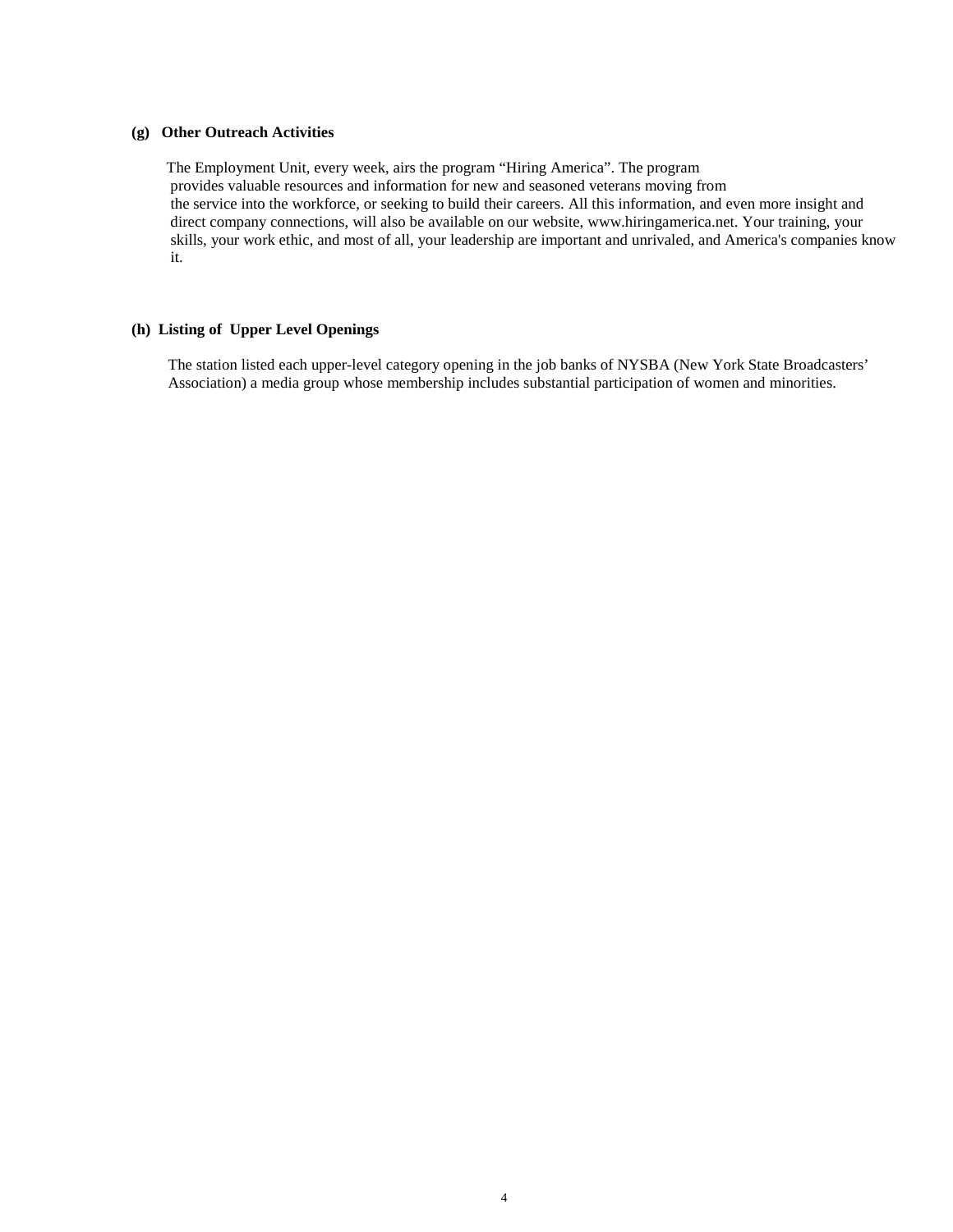**(g) Other Outreach Activities**

The Employment Unit, every week, airs the program "Hiring America". The program provides valuable resources and information for new and seasoned veterans moving from the service into the workforce, or seeking to build their careers. All this information, and even more insight and direct company connections, will also be available on our website, www.hiringamerica.net. Your training, your skills, your work ethic, and most of all, your leadership are important and unrivaled, and America's companies know it.

**(h) Listing of Upper Level Openings**

The station listed each upper-level category opening in the job banks of NYSBA (New York State Broadcasters' Association) a media group whose membership includes substantial participation of women and minorities.